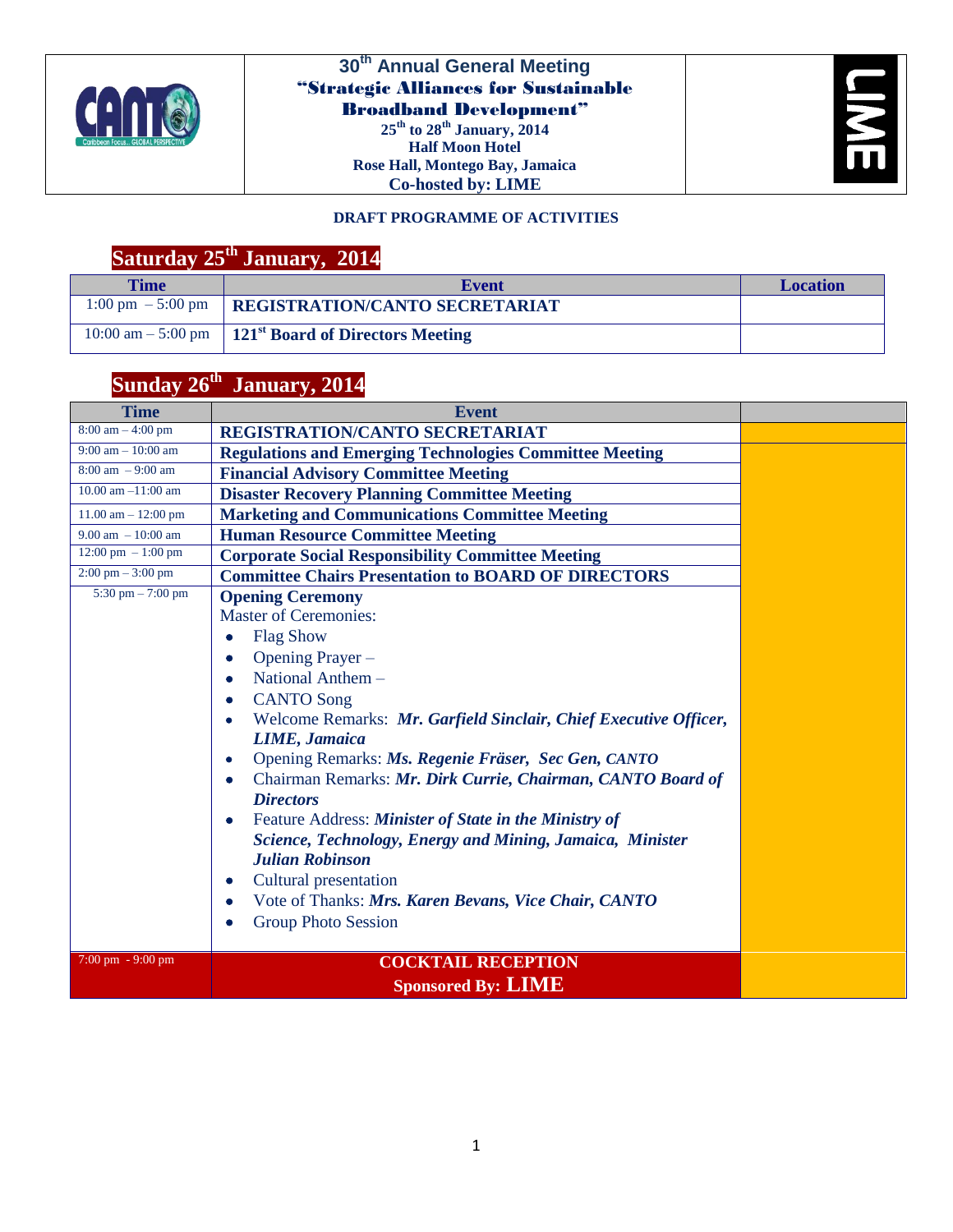# 30th Annual General Meeting

## "Strategic Alliances for Sustainable Broadband Development"

**25th to 28th January, 2014**
**Half Moon Hotel**
**Rose Hall, Montego Bay, Jamaica**
**Co-hosted by: LIME**

**DRAFT PROGRAMME OF ACTIVITIES**

## Saturday 25th January, 2014

| Time | Event | Location |
|---|---|---|
| 1:00 pm – 5:00 pm | **REGISTRATION/CANTO SECRETARIAT** | |
| 10:00 am – 5:00 pm | **121st Board of Directors Meeting** | |

## Sunday 26th January, 2014

| Time | Event | |
|---|---|---|
| 8:00 am – 4:00 pm | **REGISTRATION/CANTO SECRETARIAT** | |
| 9:00 am – 10:00 am | **Regulations and Emerging Technologies Committee Meeting** | |
| 8:00 am – 9:00 am | **Financial Advisory Committee Meeting** | |
| 10.00 am –11:00 am | **Disaster Recovery Planning Committee Meeting** | |
| 11.00 am – 12:00 pm | **Marketing and Communications Committee Meeting** | |
| 9.00 am – 10:00 am | **Human Resource Committee Meeting** | |
| 12:00 pm – 1:00 pm | **Corporate Social Responsibility Committee Meeting** | |
| 2:00 pm – 3:00 pm | **Committee Chairs Presentation to BOARD OF DIRECTORS** | |
| 5:30 pm – 7:00 pm | **Opening Ceremony**<br>Master of Ceremonies:<br>• Flag Show<br>• Opening Prayer –<br>• National Anthem –<br>• CANTO Song<br>• Welcome Remarks: ***Mr. Garfield Sinclair, Chief Executive Officer, LIME, Jamaica***<br>• Opening Remarks: ***Ms. Regenie Fräser, Sec Gen, CANTO***<br>• Chairman Remarks: ***Mr. Dirk Currie, Chairman, CANTO Board of Directors***<br>• Feature Address: ***Minister of State in the Ministry of Science, Technology, Energy and Mining, Jamaica, Minister Julian Robinson***<br>• Cultural presentation<br>• Vote of Thanks: ***Mrs. Karen Bevans, Vice Chair, CANTO***<br>• Group Photo Session | |
| 7:00 pm - 9:00 pm | **COCKTAIL RECEPTION**<br>**Sponsored By: LIME** | |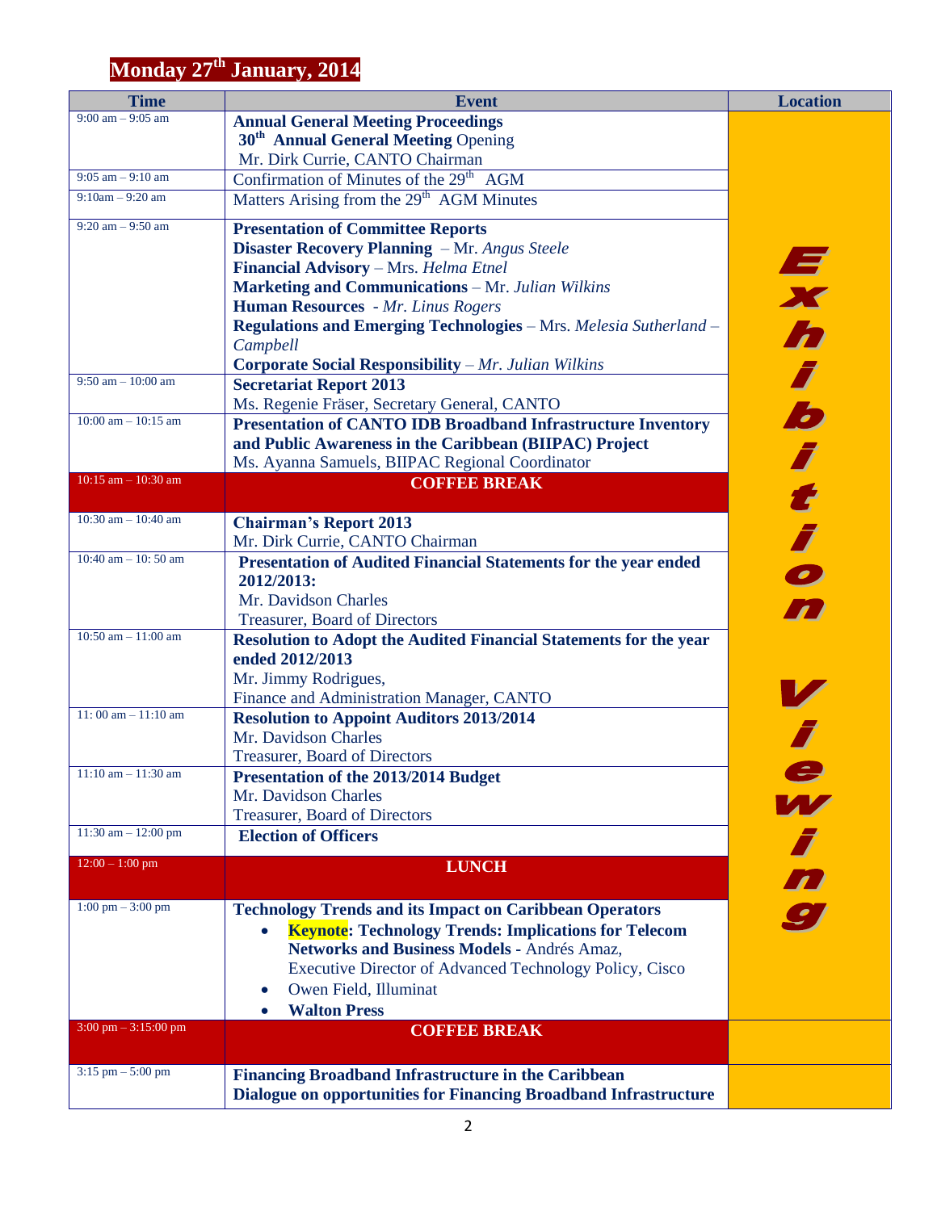# Monday 27th January, 2014

| Time | Event | Location |
|---|---|---|
| 9:00 am – 9:05 am | **Annual General Meeting Proceedings**<br>**30th Annual General Meeting** Opening<br>Mr. Dirk Currie, CANTO Chairman | Exhibition Viewing |
| 9:05 am – 9:10 am | Confirmation of Minutes of the 29th AGM | |
| 9:10am – 9:20 am | Matters Arising from the 29th AGM Minutes | |
| 9:20 am – 9:50 am | **Presentation of Committee Reports**<br>**Disaster Recovery Planning** – Mr. *Angus Steele*<br>**Financial Advisory** – Mrs. *Helma Etnel*<br>**Marketing and Communications** – Mr. *Julian Wilkins*<br>**Human Resources** - *Mr. Linus Rogers*<br>**Regulations and Emerging Technologies** – Mrs. *Melesia Sutherland – Campbell*<br>**Corporate Social Responsibility** – *Mr. Julian Wilkins* | |
| 9:50 am – 10:00 am | **Secretariat Report 2013**<br>Ms. Regenie Fräser, Secretary General, CANTO | |
| 10:00 am – 10:15 am | **Presentation of CANTO IDB Broadband Infrastructure Inventory and Public Awareness in the Caribbean (BIIPAC) Project**<br>Ms. Ayanna Samuels, BIIPAC Regional Coordinator | |
| 10:15 am – 10:30 am | **COFFEE BREAK** | |
| 10:30 am – 10:40 am | **Chairman's Report 2013**<br>Mr. Dirk Currie, CANTO Chairman | |
| 10:40 am – 10: 50 am | **Presentation of Audited Financial Statements for the year ended 2012/2013:**<br>Mr. Davidson Charles<br>Treasurer, Board of Directors | |
| 10:50 am – 11:00 am | **Resolution to Adopt the Audited Financial Statements for the year ended 2012/2013**<br>Mr. Jimmy Rodrigues,<br>Finance and Administration Manager, CANTO | |
| 11: 00 am – 11:10 am | **Resolution to Appoint Auditors 2013/2014**<br>Mr. Davidson Charles<br>Treasurer, Board of Directors | |
| 11:10 am – 11:30 am | **Presentation of the 2013/2014 Budget**<br>Mr. Davidson Charles<br>Treasurer, Board of Directors | |
| 11:30 am – 12:00 pm | **Election of Officers** | |
| 12:00 – 1:00 pm | **LUNCH** | |
| 1:00 pm – 3:00 pm | **Technology Trends and its Impact on Caribbean Operators**<br>• **Keynote: Technology Trends: Implications for Telecom Networks and Business Models** - Andrés Amaz, Executive Director of Advanced Technology Policy, Cisco<br>• Owen Field, Illuminat<br>• **Walton Press** | |
| 3:00 pm – 3:15:00 pm | **COFFEE BREAK** | |
| 3:15 pm – 5:00 pm | **Financing Broadband Infrastructure in the Caribbean**<br>**Dialogue on opportunities for Financing Broadband Infrastructure** | |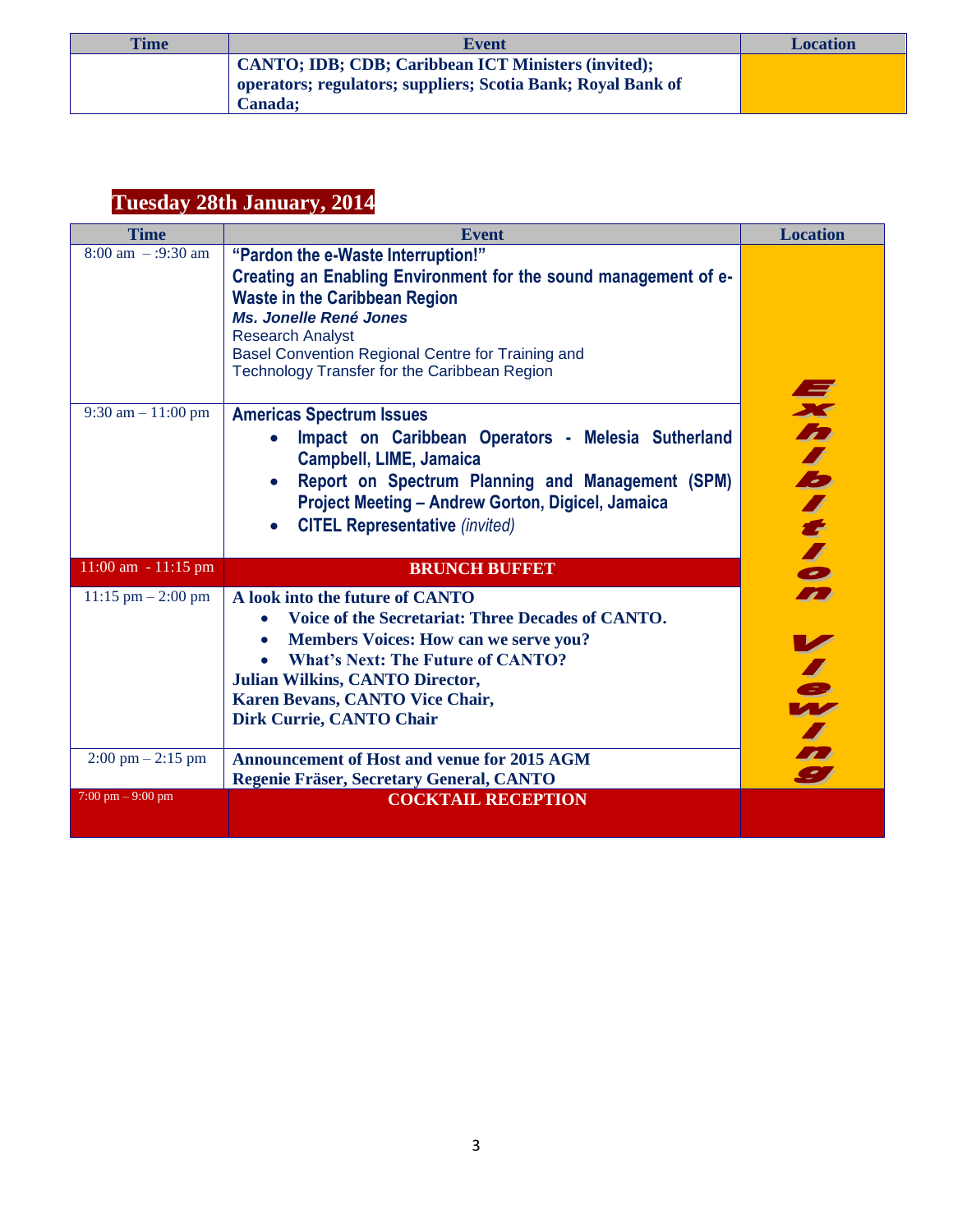| Time | Event | Location |
|---|---|---|
| | **CANTO; IDB; CDB; Caribbean ICT Ministers (invited); operators; regulators; suppliers; Scotia Bank; Royal Bank of Canada;** | |

## Tuesday 28th January, 2014

| Time | Event | Location |
|---|---|---|
| 8:00 am – :9:30 am | **"Pardon the e-Waste Interruption!"** **Creating an Enabling Environment for the sound management of e-Waste in the Caribbean Region** ***Ms. Jonelle René Jones*** Research Analyst Basel Convention Regional Centre for Training and Technology Transfer for the Caribbean Region | Exhibition Viewing |
| 9:30 am – 11:00 pm | **Americas Spectrum Issues** • **Impact on Caribbean Operators - Melesia Sutherland Campbell, LIME, Jamaica** • **Report on Spectrum Planning and Management (SPM) Project Meeting – Andrew Gorton, Digicel, Jamaica** • **CITEL Representative** *(invited)* | |
| 11:00 am - 11:15 pm | **BRUNCH BUFFET** | |
| 11:15 pm – 2:00 pm | **A look into the future of CANTO** • **Voice of the Secretariat: Three Decades of CANTO.** • **Members Voices: How can we serve you?** • **What's Next: The Future of CANTO?** **Julian Wilkins, CANTO Director,** **Karen Bevans, CANTO Vice Chair,** **Dirk Currie, CANTO Chair** | |
| 2:00 pm – 2:15 pm | **Announcement of Host and venue for 2015 AGM** **Regenie Fräser, Secretary General, CANTO** | |
| 7:00 pm – 9:00 pm | **COCKTAIL RECEPTION** | |